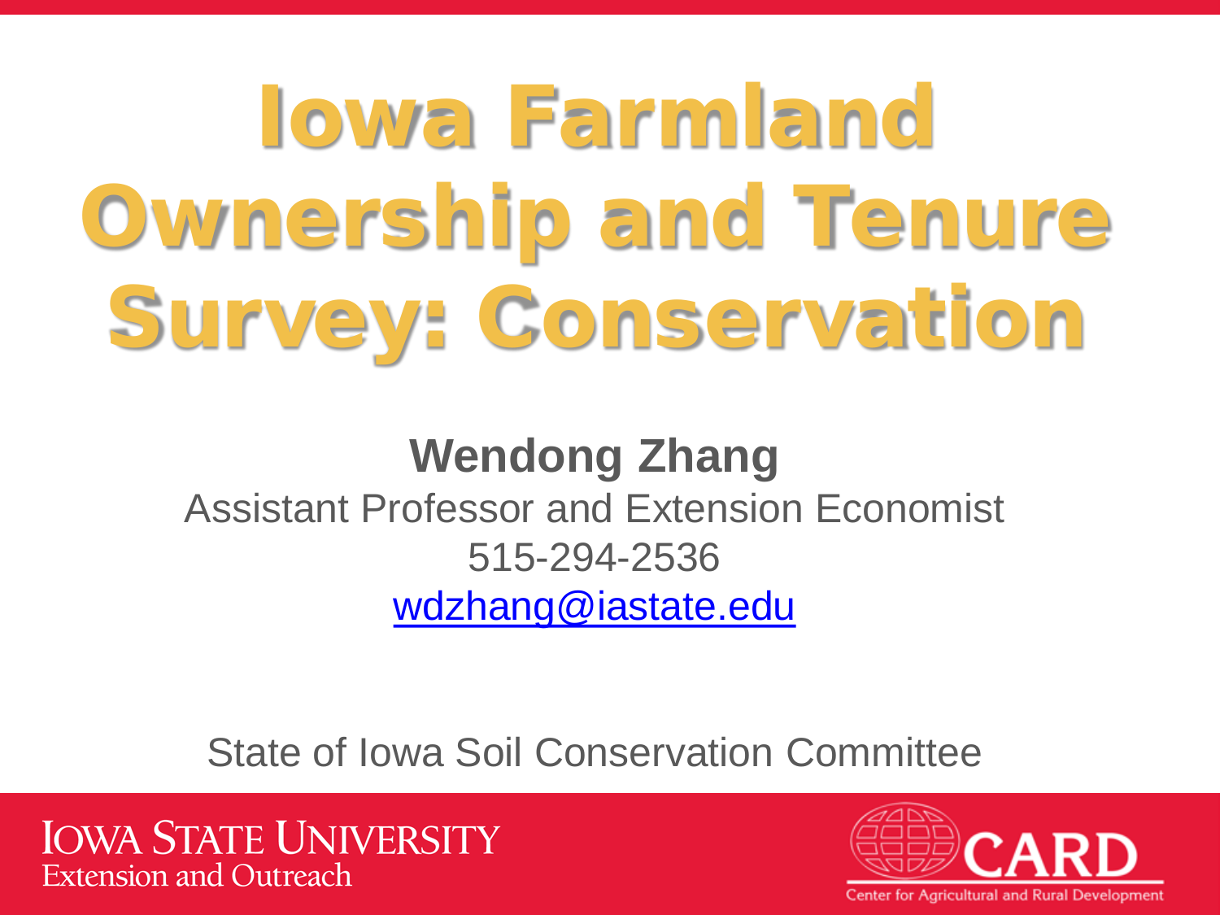# Iowa Farmland Ownership and Tenure Survey: Conservation

**Wendong Zhang**

Assistant Professor and Extension Economist

515-294-2536

wdzhang@iastate.edu

State of Iowa Soil Conservation Committee

IOWA STATE UNIVERSITY
Extension and Outreach

CARD
Center for Agricultural and Rural Development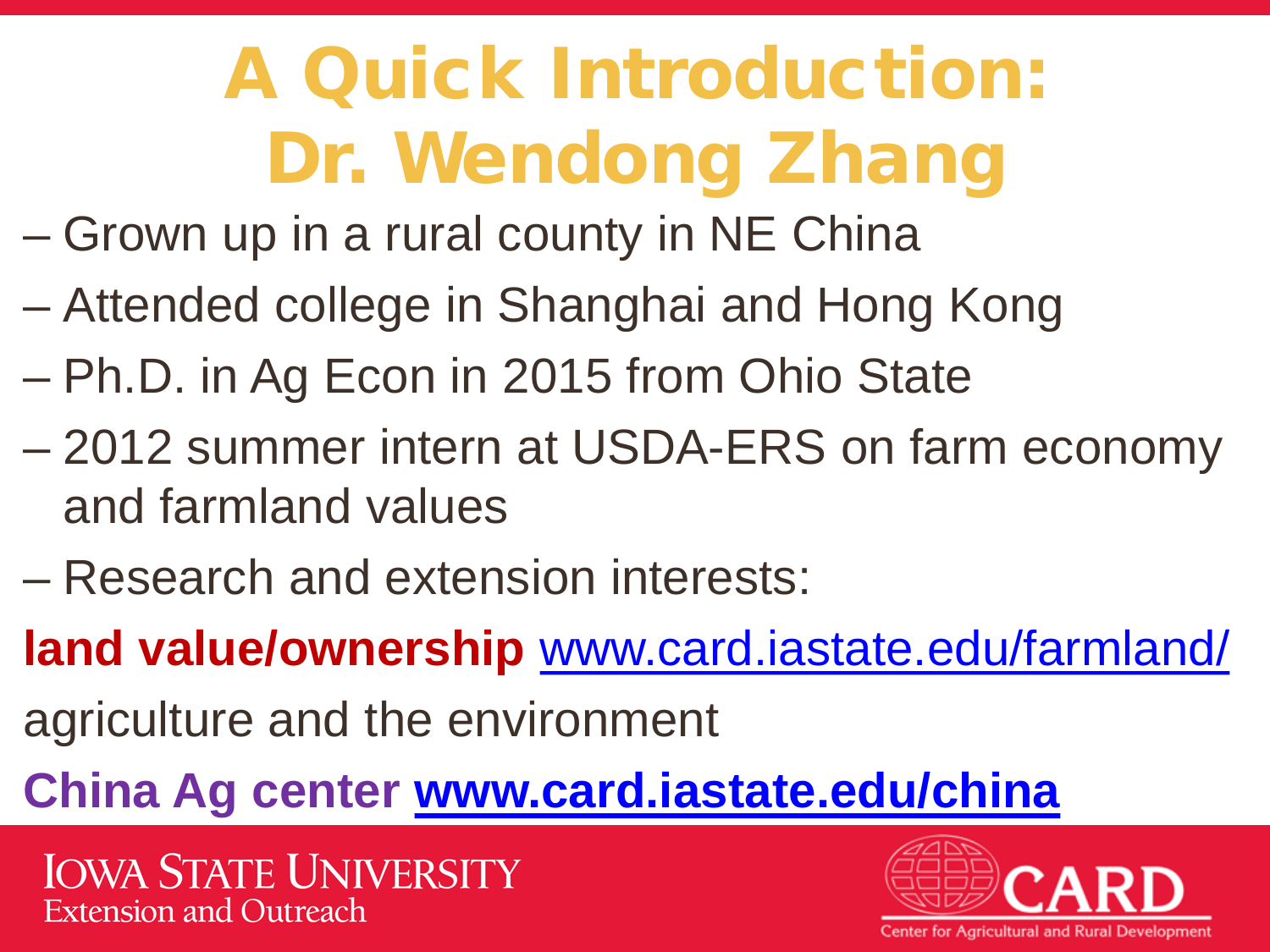# A Quick Introduction: Dr. Wendong Zhang

- Grown up in a rural county in NE China
- Attended college in Shanghai and Hong Kong
- Ph.D. in Ag Econ in 2015 from Ohio State
- 2012 summer intern at USDA-ERS on farm economy and farmland values
- Research and extension interests:

**land value/ownership** www.card.iastate.edu/farmland/

agriculture and the environment

**China Ag center** **www.card.iastate.edu/china**

Iowa State University
Extension and Outreach

CARD
Center for Agricultural and Rural Development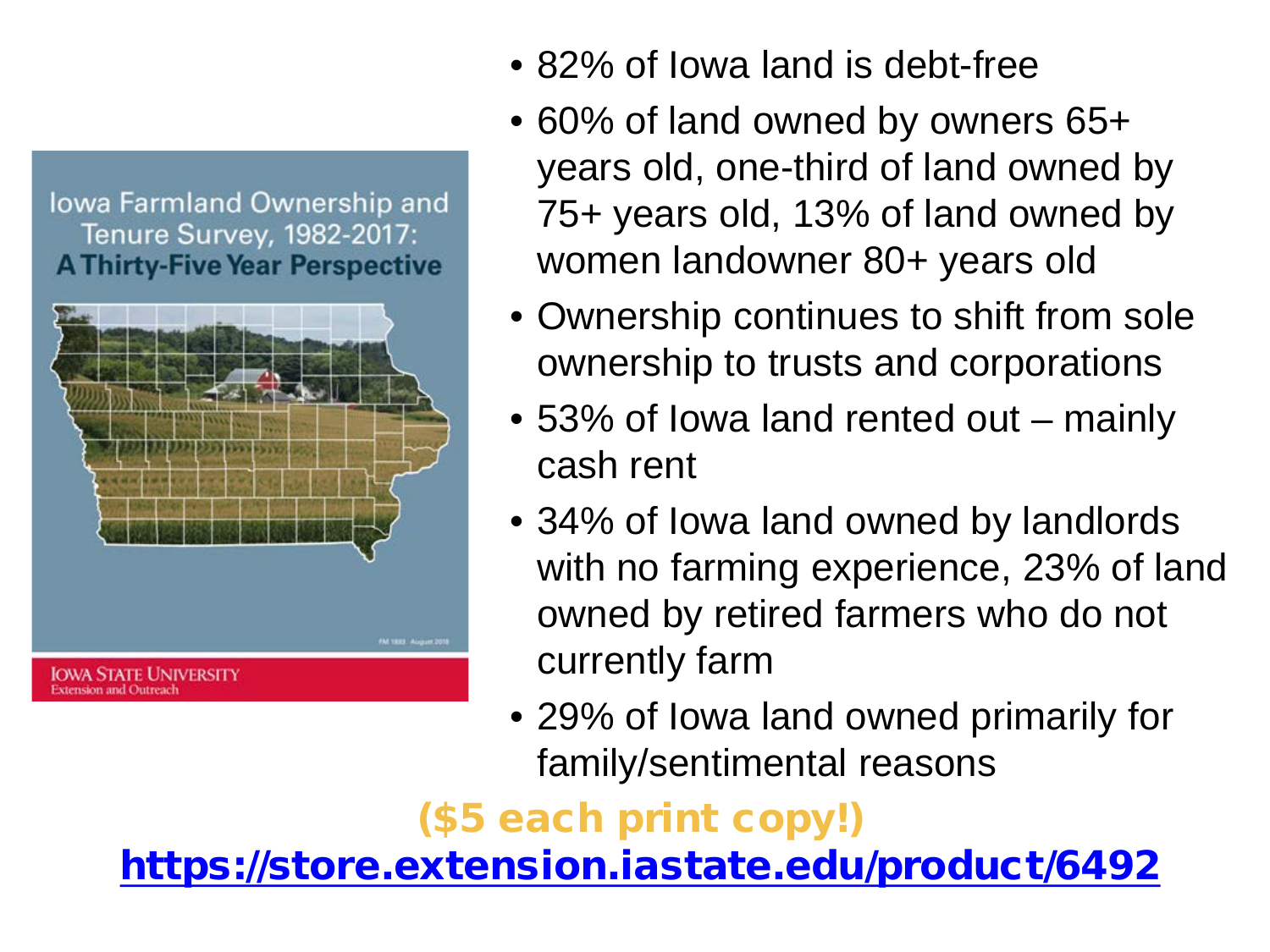Iowa Farmland Ownership and Tenure Survey, 1982-2017: **A Thirty-Five Year Perspective**

FM 1893 August 2018

IOWA STATE UNIVERSITY
Extension and Outreach

- 82% of Iowa land is debt-free
- 60% of land owned by owners 65+ years old, one-third of land owned by 75+ years old, 13% of land owned by women landowner 80+ years old
- Ownership continues to shift from sole ownership to trusts and corporations
- 53% of Iowa land rented out – mainly cash rent
- 34% of Iowa land owned by landlords with no farming experience, 23% of land owned by retired farmers who do not currently farm
- 29% of Iowa land owned primarily for family/sentimental reasons

**($5 each print copy!)**

**https://store.extension.iastate.edu/product/6492**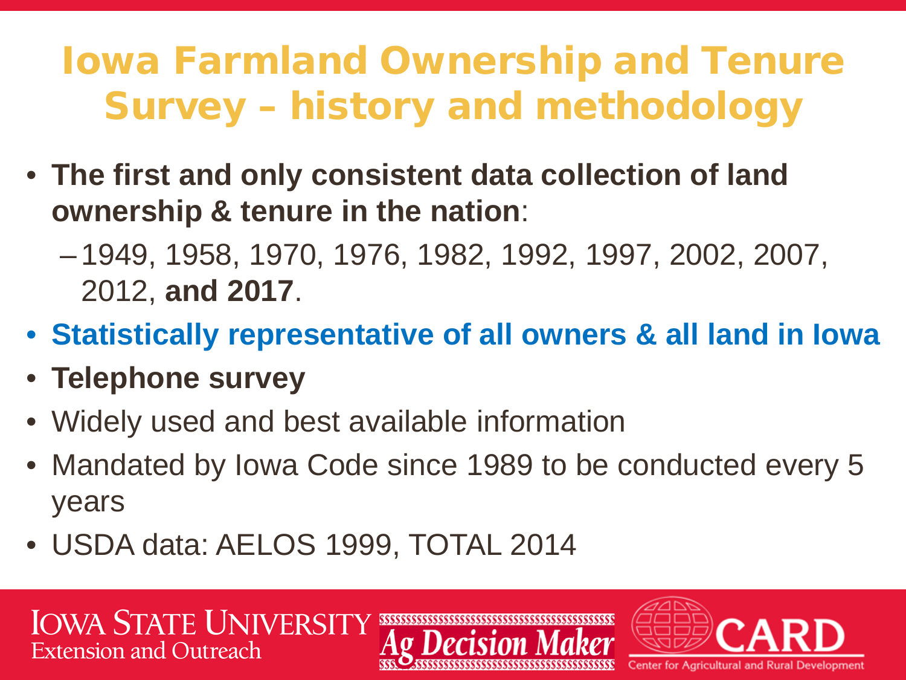# Iowa Farmland Ownership and Tenure Survey – history and methodology

- **The first and only consistent data collection of land ownership & tenure in the nation**:
  - 1949, 1958, 1970, 1976, 1982, 1992, 1997, 2002, 2007, 2012, **and 2017**.
- **Statistically representative of all owners & all land in Iowa**
- **Telephone survey**
- Widely used and best available information
- Mandated by Iowa Code since 1989 to be conducted every 5 years
- USDA data: AELOS 1999, TOTAL 2014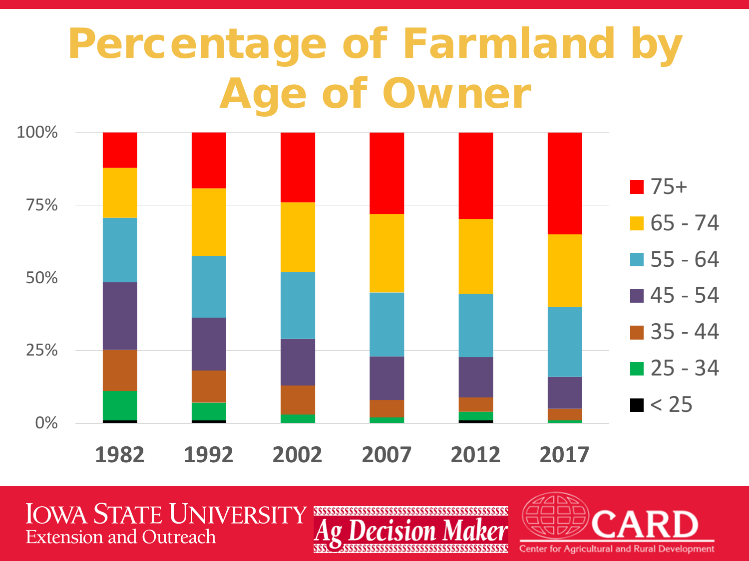# Percentage of Farmland by Age of Owner

100%
75%
50%
25%
0%

1982 1992 2002 2007 2012 2017

- 75+
- 65 - 74
- 55 - 64
- 45 - 54
- 35 - 44
- 25 - 34
- < 25

IOWA STATE UNIVERSITY
Extension and Outreach

Ag Decision Maker

CARD
Center for Agricultural and Rural Development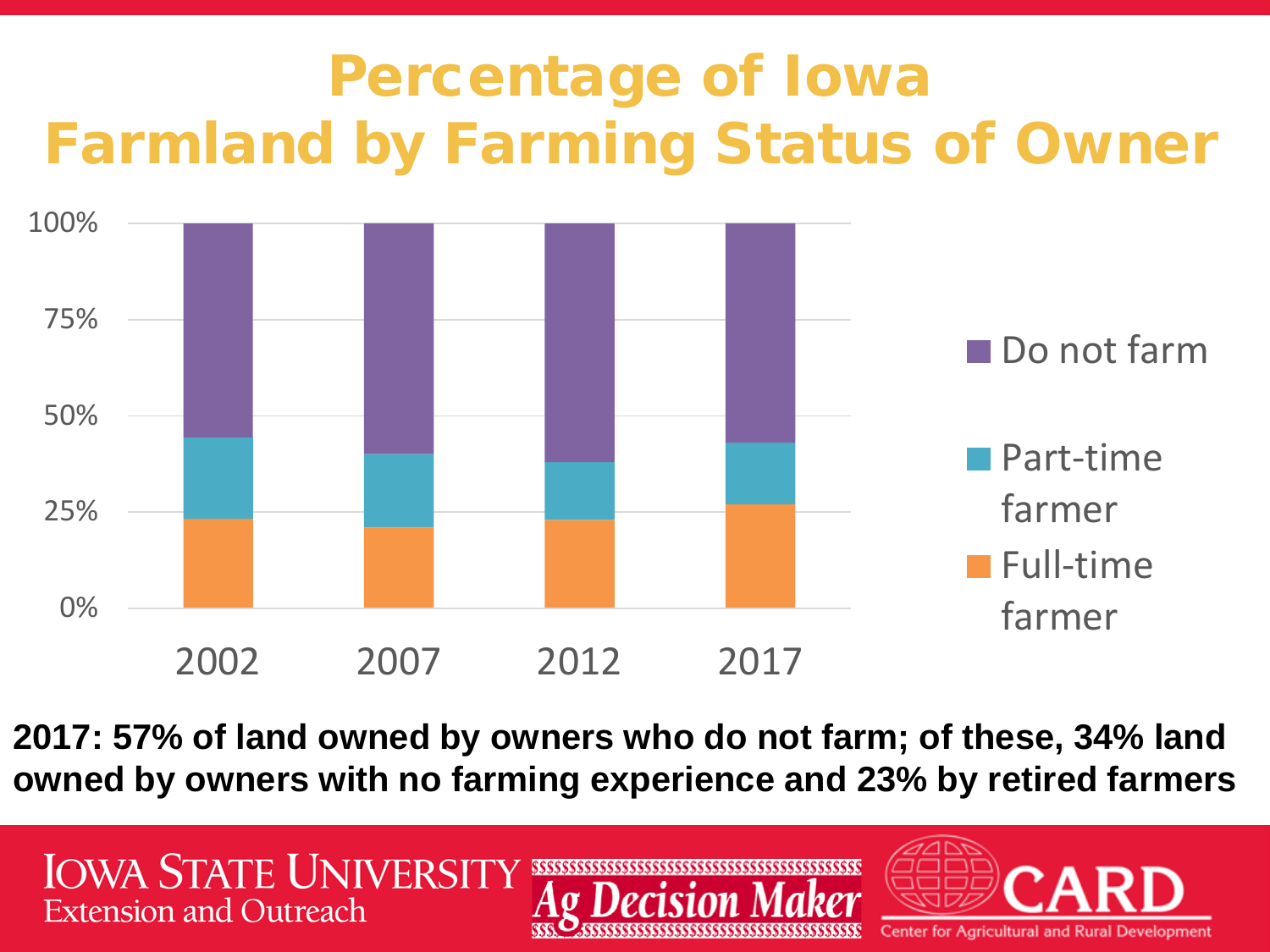# Percentage of Iowa Farmland by Farming Status of Owner

100%
75%
50%
25%
0%

2002 2007 2012 2017

Do not farm
Part-time farmer
Full-time farmer

**2017: 57% of land owned by owners who do not farm; of these, 34% land owned by owners with no farming experience and 23% by retired farmers**

IOWA STATE UNIVERSITY Extension and Outreach

Ag Decision Maker

CARD Center for Agricultural and Rural Development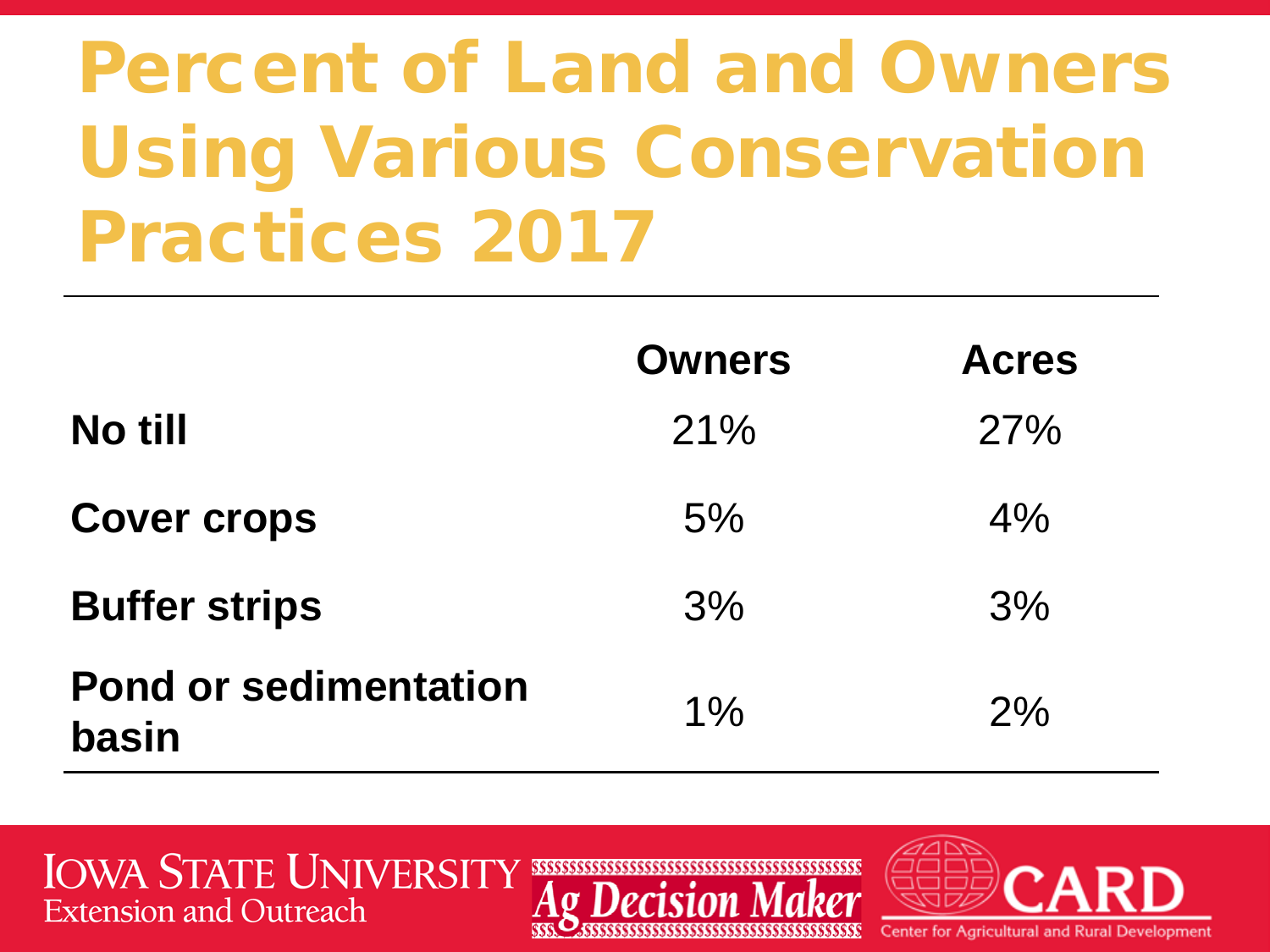# Percent of Land and Owners Using Various Conservation Practices 2017

| | Owners | Acres |
|---|---|---|
| **No till** | 21% | 27% |
| **Cover crops** | 5% | 4% |
| **Buffer strips** | 3% | 3% |
| **Pond or sedimentation basin** | 1% | 2% |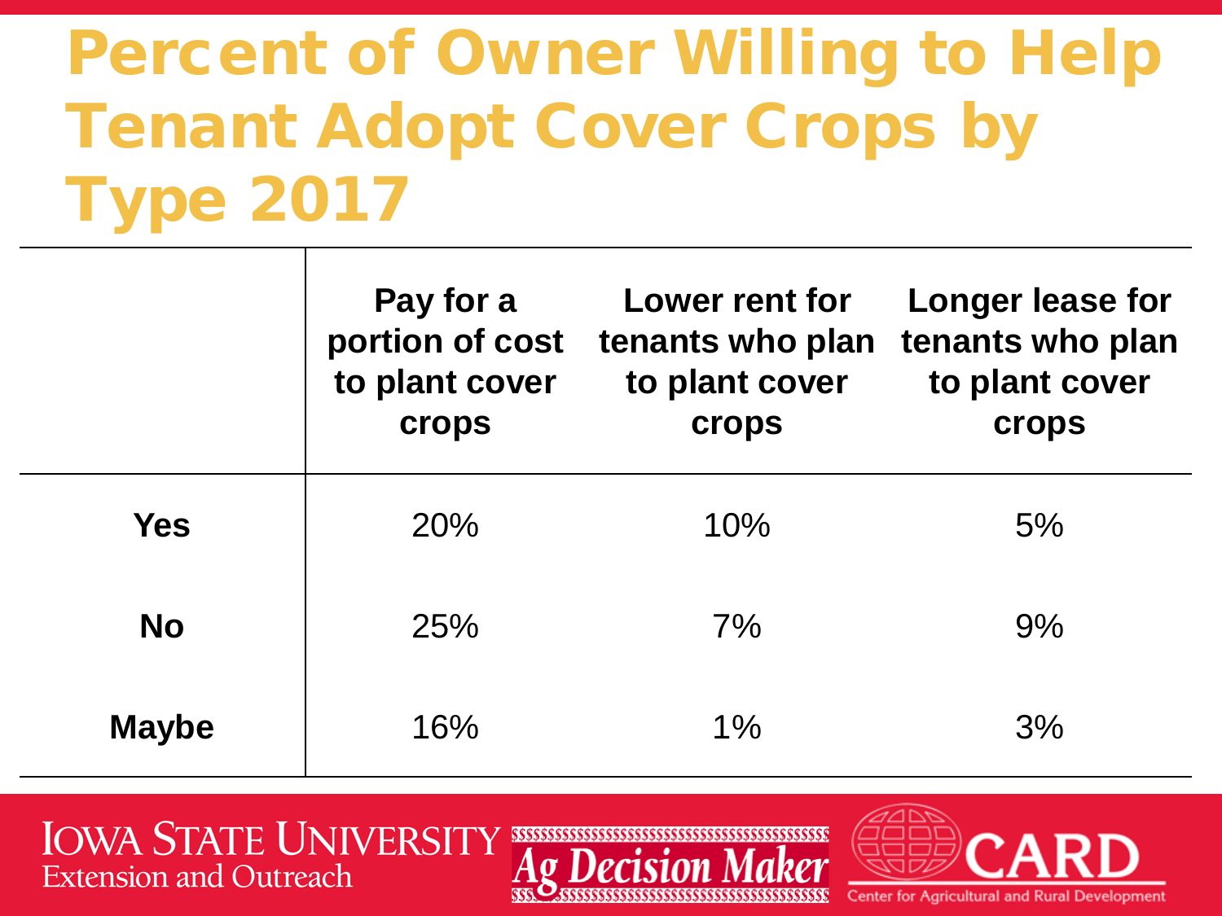# Percent of Owner Willing to Help Tenant Adopt Cover Crops by Type 2017

| | Pay for a portion of cost to plant cover crops | Lower rent for tenants who plan to plant cover crops | Longer lease for tenants who plan to plant cover crops |
|---|---|---|---|
| **Yes** | 20% | 10% | 5% |
| **No** | 25% | 7% | 9% |
| **Maybe** | 16% | 1% | 3% |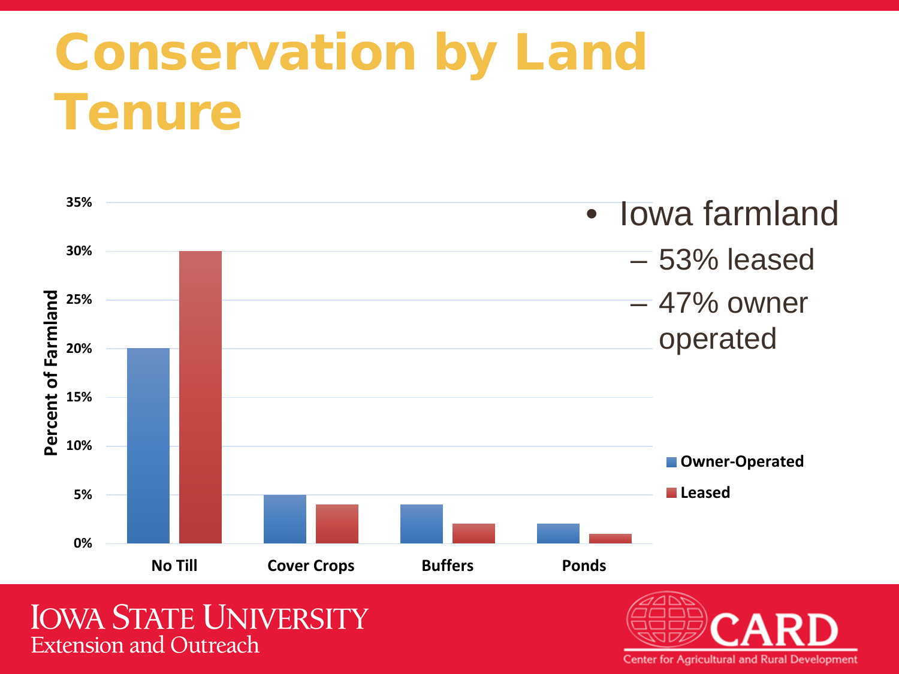# Conservation by Land Tenure

| | Owner-Operated | Leased |
|---|---|---|
| No Till | 20% | 30% |
| Cover Crops | 5% | 4% |
| Buffers | 4% | 2% |
| Ponds | 2% | 1% |

*Percent of Farmland*

- Iowa farmland
  - 53% leased
  - 47% owner operated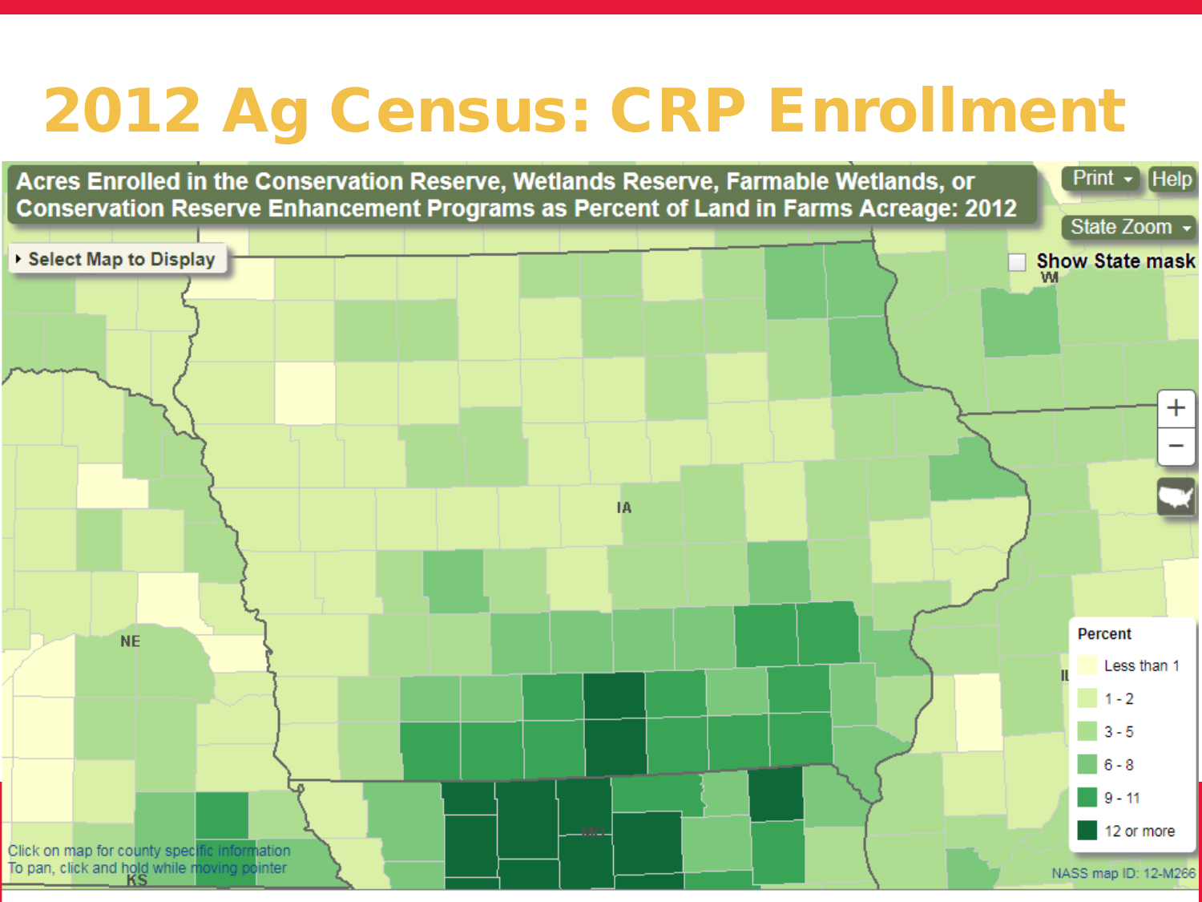# 2012 Ag Census: CRP Enrollment

Acres Enrolled in the Conservation Reserve, Wetlands Reserve, Farmable Wetlands, or Conservation Reserve Enhancement Programs as Percent of Land in Farms Acreage: 2012

Select Map to Display

Print Help

State Zoom

Show State mask

WI

IA

NE

IL

MO

KS

| Percent |
|---|
| Less than 1 |
| 1 - 2 |
| 3 - 5 |
| 6 - 8 |
| 9 - 11 |
| 12 or more |

Click on map for county specific information
To pan, click and hold while moving pointer

NASS map ID: 12-M266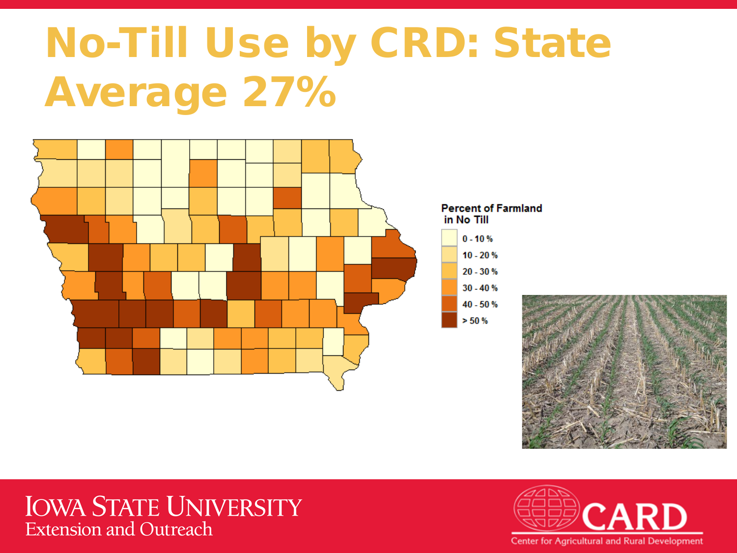# No-Till Use by CRD: State Average 27%

Percent of Farmland in No Till

- 0 - 10 %
- 10 - 20 %
- 20 - 30 %
- 30 - 40 %
- 40 - 50 %
- > 50 %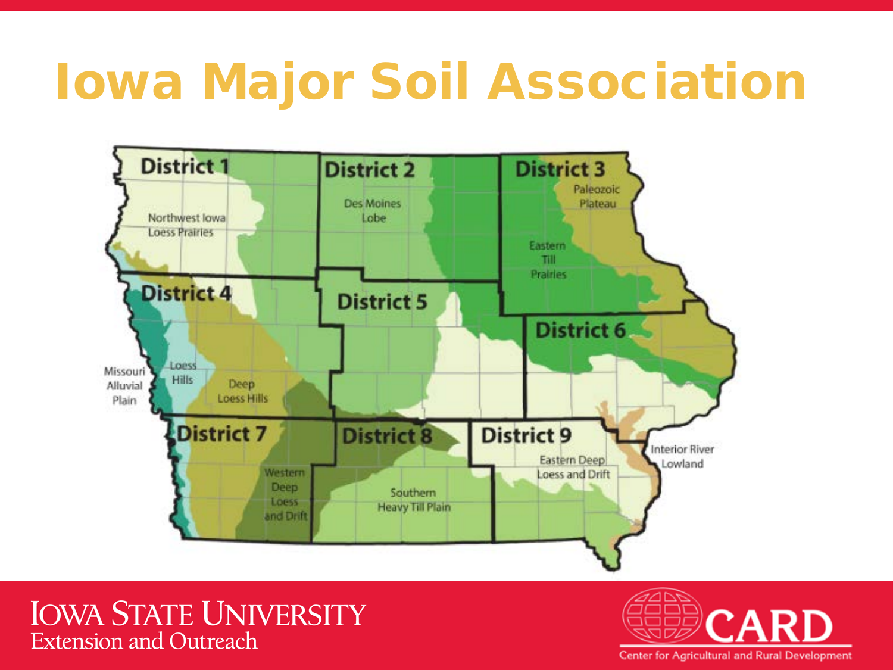# Iowa Major Soil Association

District 1

Northwest Iowa Loess Prairies

District 2

Des Moines Lobe

District 3

Paleozoic Plateau

Eastern Till Prairies

District 4

Missouri Alluvial Plain

Loess Hills

Deep Loess Hills

District 5

District 6

District 7

Western Deep Loess and Drift

District 8

Southern Heavy Till Plain

District 9

Eastern Deep Loess and Drift

Interior River Lowland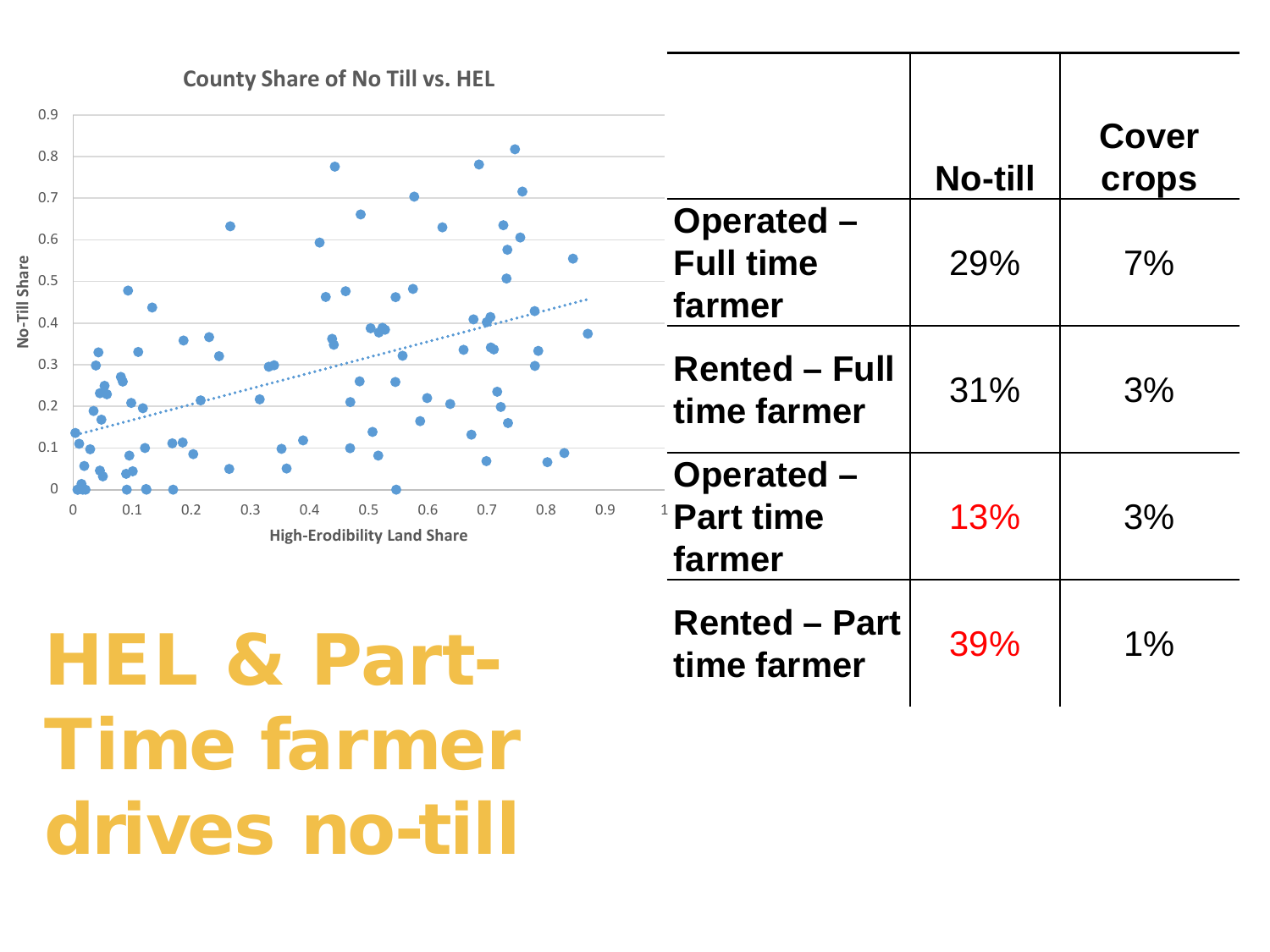# HEL & Part-Time farmer drives no-till

| | No-till | Cover crops |
|---|---|---|
| **Operated – Full time farmer** | 29% | 7% |
| **Rented – Full time farmer** | 31% | 3% |
| **Operated – Part time farmer** | 13% | 3% |
| **Rented – Part time farmer** | 39% | 1% |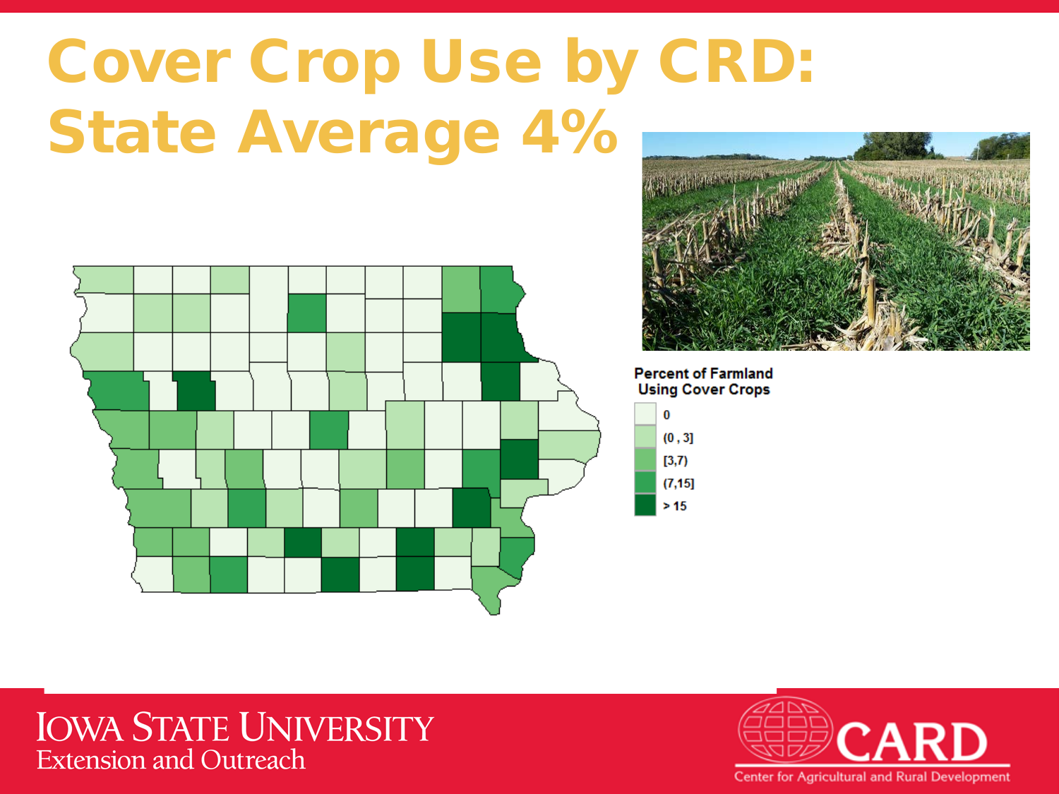# Cover Crop Use by CRD: State Average 4%

Percent of Farmland Using Cover Crops

- 0
- (0 , 3]
- [3,7)
- (7,15]
- > 15

Iowa State University Extension and Outreach

CARD Center for Agricultural and Rural Development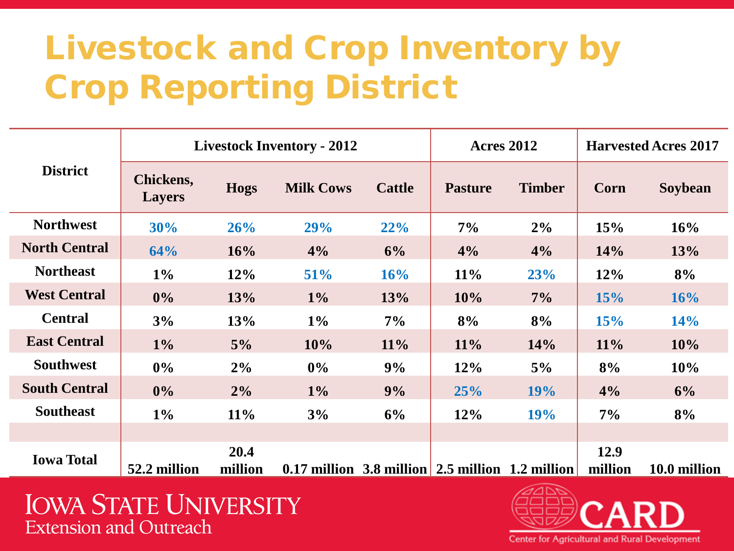# Livestock and Crop Inventory by Crop Reporting District

| District | Livestock Inventory - 2012 | | | | Acres 2012 | | Harvested Acres 2017 | |
|---|---|---|---|---|---|---|---|---|
| | Chickens, Layers | Hogs | Milk Cows | Cattle | Pasture | Timber | Corn | Soybean |
| Northwest | 30% | 26% | 29% | 22% | 7% | 2% | 15% | 16% |
| North Central | 64% | 16% | 4% | 6% | 4% | 4% | 14% | 13% |
| Northeast | 1% | 12% | 51% | 16% | 11% | 23% | 12% | 8% |
| West Central | 0% | 13% | 1% | 13% | 10% | 7% | 15% | 16% |
| Central | 3% | 13% | 1% | 7% | 8% | 8% | 15% | 14% |
| East Central | 1% | 5% | 10% | 11% | 11% | 14% | 11% | 10% |
| Southwest | 0% | 2% | 0% | 9% | 12% | 5% | 8% | 10% |
| South Central | 0% | 2% | 1% | 9% | 25% | 19% | 4% | 6% |
| Southeast | 1% | 11% | 3% | 6% | 12% | 19% | 7% | 8% |
| | | | | | | | | |
| Iowa Total | 52.2 million | 20.4 million | 0.17 million | 3.8 million | 2.5 million | 1.2 million | 12.9 million | 10.0 million |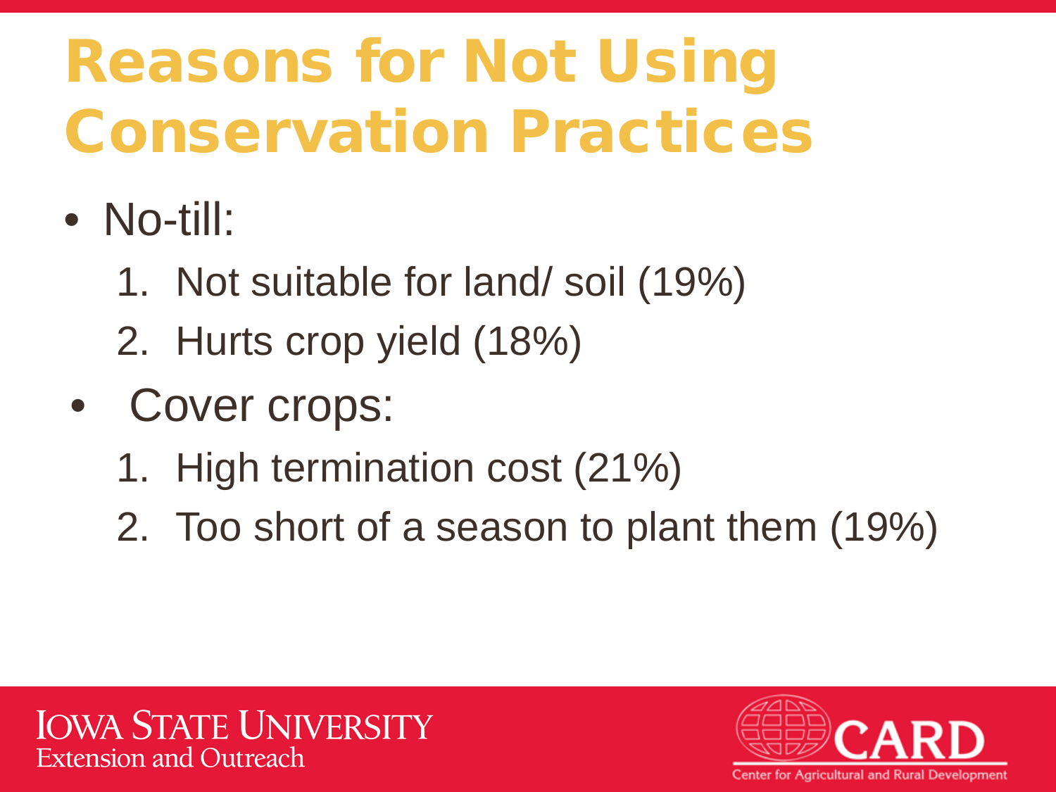# Reasons for Not Using Conservation Practices

- No-till:
  1. Not suitable for land/ soil (19%)
  2. Hurts crop yield (18%)
- Cover crops:
  1. High termination cost (21%)
  2. Too short of a season to plant them (19%)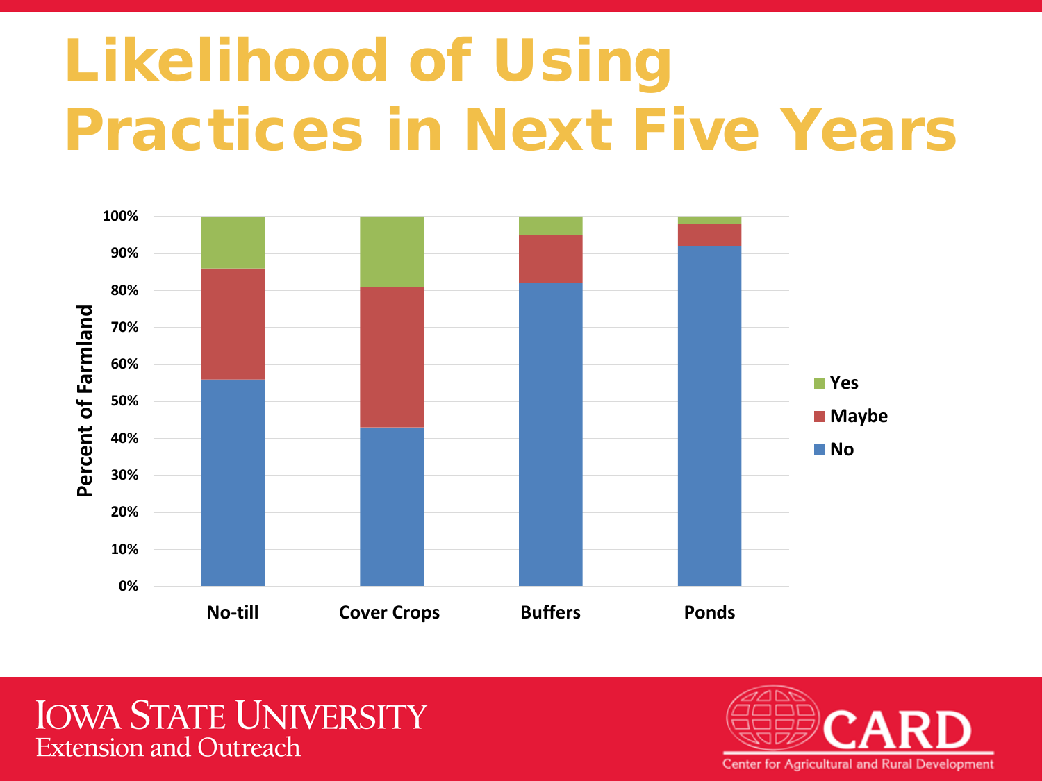# Likelihood of Using Practices in Next Five Years

| | No-till | Cover Crops | Buffers | Ponds |
|---|---|---|---|---|
| Yes | 14% | 19% | 5% | 2% |
| Maybe | 30% | 38% | 13% | 6% |
| No | 56% | 43% | 82% | 92% |

Percent of Farmland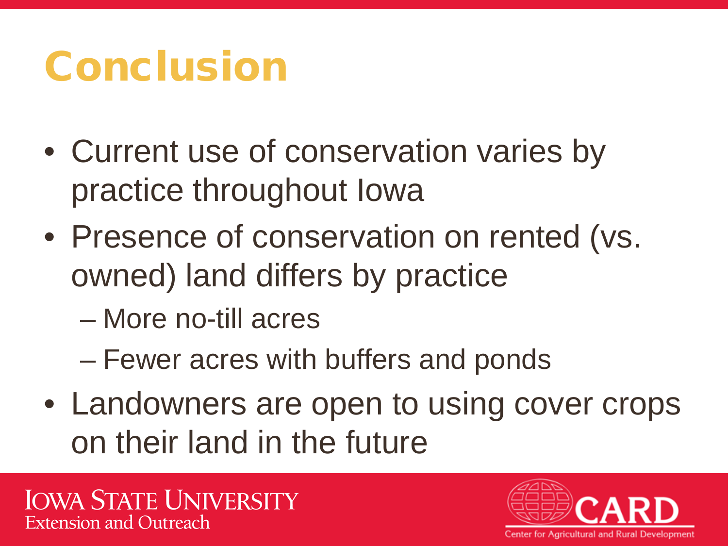# Conclusion

- Current use of conservation varies by practice throughout Iowa
- Presence of conservation on rented (vs. owned) land differs by practice
  - More no-till acres
  - Fewer acres with buffers and ponds
- Landowners are open to using cover crops on their land in the future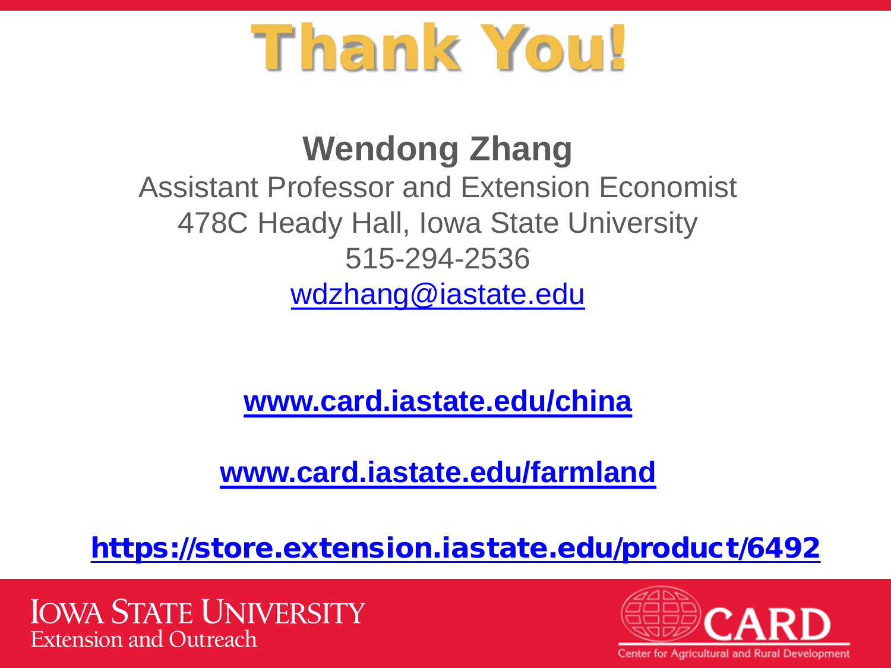# Thank You!

**Wendong Zhang**

Assistant Professor and Extension Economist

478C Heady Hall, Iowa State University

515-294-2536

wdzhang@iastate.edu

**www.card.iastate.edu/china**

**www.card.iastate.edu/farmland**

**https://store.extension.iastate.edu/product/6492**

IOWA STATE UNIVERSITY
Extension and Outreach

CARD
Center for Agricultural and Rural Development